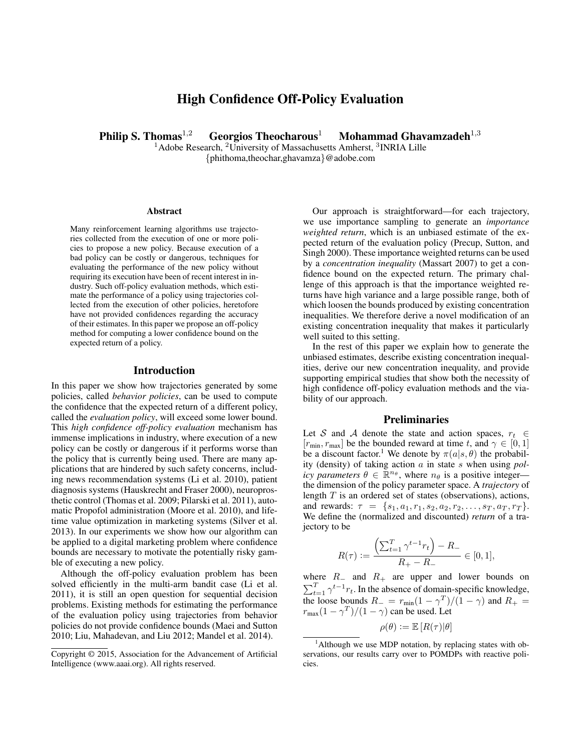# High Confidence Off-Policy Evaluation

**Philip S. Thomas**[1,2] **Georgios Theocharous**[1] **Mohammad Ghavamzadeh**[1,3]

[1]Adobe Research, [2]University of Massachusetts Amherst, [3]INRIA Lille

{phithoma,theochar,ghavamza}@adobe.com

### Abstract

Many reinforcement learning algorithms use trajectories collected from the execution of one or more policies to propose a new policy. Because execution of a bad policy can be costly or dangerous, techniques for evaluating the performance of the new policy without requiring its execution have been of recent interest in industry. Such off-policy evaluation methods, which estimate the performance of a policy using trajectories collected from the execution of other policies, heretofore have not provided confidences regarding the accuracy of their estimates. In this paper we propose an off-policy method for computing a lower confidence bound on the expected return of a policy.

## Introduction

In this paper we show how trajectories generated by some policies, called *behavior policies*, can be used to compute the confidence that the expected return of a different policy, called the *evaluation policy*, will exceed some lower bound. This *high confidence off-policy evaluation* mechanism has immense implications in industry, where execution of a new policy can be costly or dangerous if it performs worse than the policy that is currently being used. There are many applications that are hindered by such safety concerns, including news recommendation systems (Li et al. 2010), patient diagnosis systems (Hauskrecht and Fraser 2000), neuroprosthetic control (Thomas et al. 2009; Pilarski et al. 2011), automatic Propofol administration (Moore et al. 2010), and lifetime value optimization in marketing systems (Silver et al. 2013). In our experiments we show how our algorithm can be applied to a digital marketing problem where confidence bounds are necessary to motivate the potentially risky gamble of executing a new policy.

Although the off-policy evaluation problem has been solved efficiently in the multi-arm bandit case (Li et al. 2011), it is still an open question for sequential decision problems. Existing methods for estimating the performance of the evaluation policy using trajectories from behavior policies do not provide confidence bounds (Maei and Sutton 2010; Liu, Mahadevan, and Liu 2012; Mandel et al. 2014).

Our approach is straightforward—for each trajectory, we use importance sampling to generate an *importance weighted return*, which is an unbiased estimate of the expected return of the evaluation policy (Precup, Sutton, and Singh 2000). These importance weighted returns can be used by a *concentration inequality* (Massart 2007) to get a confidence bound on the expected return. The primary challenge of this approach is that the importance weighted returns have high variance and a large possible range, both of which loosen the bounds produced by existing concentration inequalities. We therefore derive a novel modification of an existing concentration inequality that makes it particularly well suited to this setting.

In the rest of this paper we explain how to generate the unbiased estimates, describe existing concentration inequalities, derive our new concentration inequality, and provide supporting empirical studies that show both the necessity of high confidence off-policy evaluation methods and the viability of our approach.

## Preliminaries

Let $\mathcal{S}$ and $\mathcal{A}$ denote the state and action spaces, $r_t \in [r_{\text{min}}, r_{\text{max}}]$ be the bounded reward at time $t$, and $\gamma \in [0, 1]$ be a discount factor.[1] We denote by $\pi(a|s, \theta)$ the probability (density) of taking action $a$ in state $s$ when using *policy parameters* $\theta \in \mathbb{R}^{n_\theta}$, where $n_\theta$ is a positive integer—the dimension of the policy parameter space. A *trajectory* of length $T$ is an ordered set of states (observations), actions, and rewards: $\tau = \{s_1, a_1, r_1, s_2, a_2, r_2, \ldots, s_T, a_T, r_T\}$. We define the (normalized and discounted) *return* of a trajectory to be

$$R(\tau) := \frac{\left(\sum_{t=1}^{T} \gamma^{t-1} r_t\right) - R_-}{R_+ - R_-} \in [0, 1],$$

where $R_-$ and $R_+$ are upper and lower bounds on $\sum_{t=1}^{T} \gamma^{t-1} r_t$. In the absence of domain-specific knowledge, the loose bounds $R_- = r_{\text{min}}(1 - \gamma^T)/(1 - \gamma)$ and $R_+ = r_{\text{max}}(1 - \gamma^T)/(1 - \gamma)$ can be used. Let

$$\rho(\theta) := \mathbb{E}\left[R(\tau)|\theta\right]$$

[1]Although we use MDP notation, by replacing states with observations, our results carry over to POMDPs with reactive policies.

Copyright © 2015, Association for the Advancement of Artificial Intelligence (www.aaai.org). All rights reserved.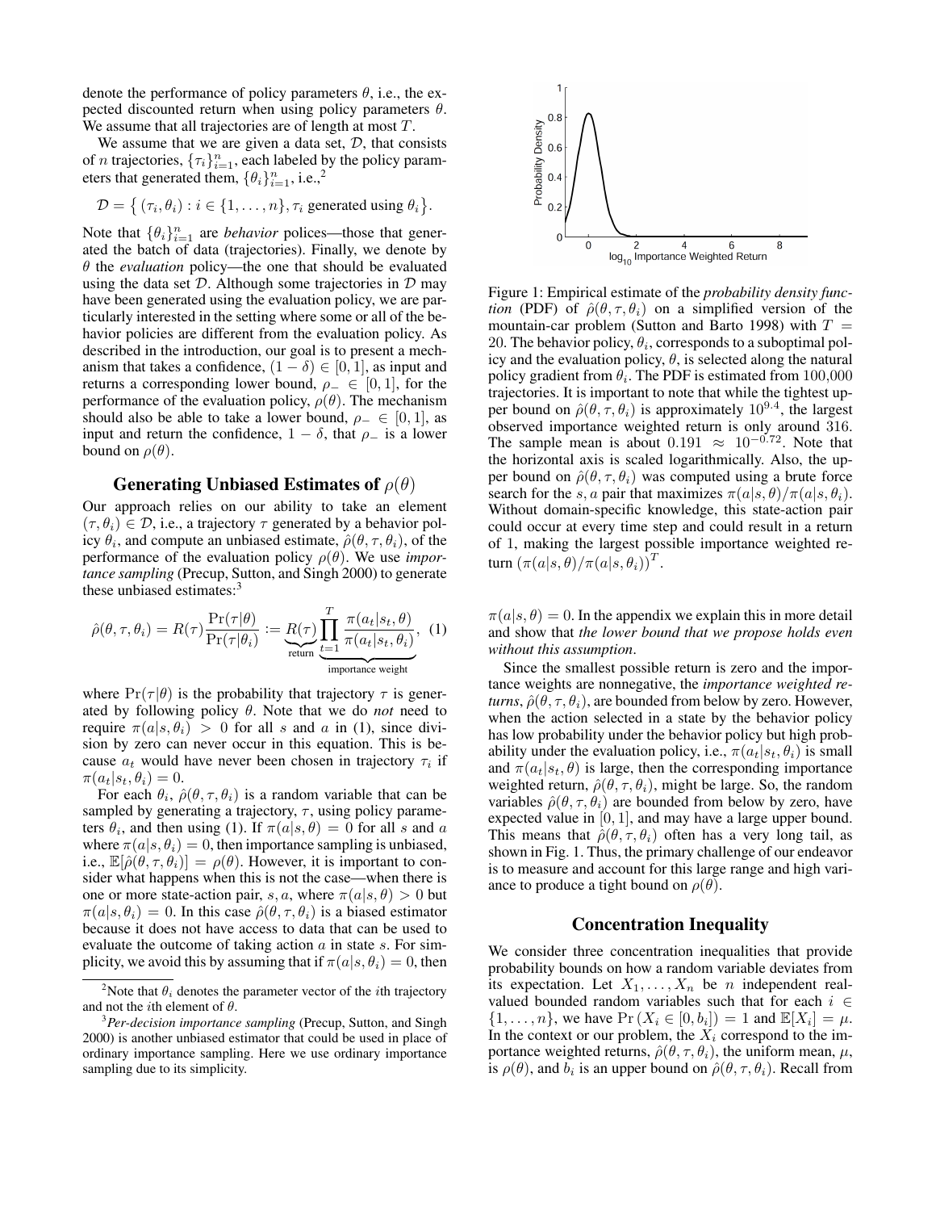denote the performance of policy parameters $\theta$, i.e., the expected discounted return when using policy parameters $\theta$. We assume that all trajectories are of length at most $T$.

We assume that we are given a data set, $\mathcal{D}$, that consists of $n$ trajectories, $\{\tau_i\}_{i=1}^n$, each labeled by the policy parameters that generated them, $\{\theta_i\}_{i=1}^n$, i.e.,[2]

$$\mathcal{D} = \big\{ (\tau_i, \theta_i) : i \in \{1, \ldots, n\}, \tau_i \text{ generated using } \theta_i \big\}.$$

Note that $\{\theta_i\}_{i=1}^n$ are *behavior* polices—those that generated the batch of data (trajectories). Finally, we denote by $\theta$ the *evaluation* policy—the one that should be evaluated using the data set $\mathcal{D}$. Although some trajectories in $\mathcal{D}$ may have been generated using the evaluation policy, we are particularly interested in the setting where some or all of the behavior policies are different from the evaluation policy. As described in the introduction, our goal is to present a mechanism that takes a confidence, $(1-\delta) \in [0,1]$, as input and returns a corresponding lower bound, $\rho_- \in [0,1]$, for the performance of the evaluation policy, $\rho(\theta)$. The mechanism should also be able to take a lower bound, $\rho_- \in [0,1]$, as input and return the confidence, $1-\delta$, that $\rho_-$ is a lower bound on $\rho(\theta)$.

## Generating Unbiased Estimates of $\rho(\theta)$

Our approach relies on our ability to take an element $(\tau, \theta_i) \in \mathcal{D}$, i.e., a trajectory $\tau$ generated by a behavior policy $\theta_i$, and compute an unbiased estimate, $\hat{\rho}(\theta, \tau, \theta_i)$, of the performance of the evaluation policy $\rho(\theta)$. We use *importance sampling* (Precup, Sutton, and Singh 2000) to generate these unbiased estimates:[3]

$$\hat{\rho}(\theta, \tau, \theta_i) = R(\tau)\frac{\Pr(\tau|\theta)}{\Pr(\tau|\theta_i)} := \underbrace{R(\tau)}_{\text{return}} \underbrace{\prod_{t=1}^{T} \frac{\pi(a_t|s_t, \theta)}{\pi(a_t|s_t, \theta_i)}}_{\text{importance weight}}, \quad (1)$$

where $\Pr(\tau|\theta)$ is the probability that trajectory $\tau$ is generated by following policy $\theta$. Note that we do *not* need to require $\pi(a|s, \theta_i) > 0$ for all $s$ and $a$ in (1), since division by zero can never occur in this equation. This is because $a_t$ would have never been chosen in trajectory $\tau_i$ if $\pi(a_t|s_t, \theta_i) = 0$.

For each $\theta_i$, $\hat{\rho}(\theta, \tau, \theta_i)$ is a random variable that can be sampled by generating a trajectory, $\tau$, using policy parameters $\theta_i$, and then using (1). If $\pi(a|s, \theta) = 0$ for all $s$ and $a$ where $\pi(a|s, \theta_i) = 0$, then importance sampling is unbiased, i.e., $\mathbb{E}[\hat{\rho}(\theta, \tau, \theta_i)] = \rho(\theta)$. However, it is important to consider what happens when this is not the case—when there is one or more state-action pair, $s, a$, where $\pi(a|s, \theta) > 0$ but $\pi(a|s, \theta_i) = 0$. In this case $\hat{\rho}(\theta, \tau, \theta_i)$ is a biased estimator because it does not have access to data that can be used to evaluate the outcome of taking action $a$ in state $s$. For simplicity, we avoid this by assuming that if $\pi(a|s, \theta_i) = 0$, then $\pi(a|s, \theta) = 0$. In the appendix we explain this in more detail and show that *the lower bound that we propose holds even without this assumption*.

Figure 1: Empirical estimate of the *probability density function* (PDF) of $\hat{\rho}(\theta, \tau, \theta_i)$ on a simplified version of the mountain-car problem (Sutton and Barto 1998) with $T = 20$. The behavior policy, $\theta_i$, corresponds to a suboptimal policy and the evaluation policy, $\theta$, is selected along the natural policy gradient from $\theta_i$. The PDF is estimated from 100,000 trajectories. It is important to note that while the tightest upper bound on $\hat{\rho}(\theta, \tau, \theta_i)$ is approximately $10^{9.4}$, the largest observed importance weighted return is only around 316. The sample mean is about $0.191 \approx 10^{-0.72}$. Note that the horizontal axis is scaled logarithmically. Also, the upper bound on $\hat{\rho}(\theta, \tau, \theta_i)$ was computed using a brute force search for the $s, a$ pair that maximizes $\pi(a|s, \theta)/\pi(a|s, \theta_i)$. Without domain-specific knowledge, this state-action pair could occur at every time step and could result in a return of 1, making the largest possible importance weighted return $\left(\pi(a|s, \theta)/\pi(a|s, \theta_i)\right)^T$.

Since the smallest possible return is zero and the importance weights are nonnegative, the *importance weighted returns*, $\hat{\rho}(\theta, \tau, \theta_i)$, are bounded from below by zero. However, when the action selected in a state by the behavior policy has low probability under the behavior policy but high probability under the evaluation policy, i.e., $\pi(a_t|s_t, \theta_i)$ is small and $\pi(a_t|s_t, \theta)$ is large, then the corresponding importance weighted return, $\hat{\rho}(\theta, \tau, \theta_i)$, might be large. So, the random variables $\hat{\rho}(\theta, \tau, \theta_i)$ are bounded from below by zero, have expected value in $[0, 1]$, and may have a large upper bound. This means that $\hat{\rho}(\theta, \tau, \theta_i)$ often has a very long tail, as shown in Fig. 1. Thus, the primary challenge of our endeavor is to measure and account for this large range and high variance to produce a tight bound on $\rho(\theta)$.

## Concentration Inequality

We consider three concentration inequalities that provide probability bounds on how a random variable deviates from its expectation. Let $X_1, \ldots, X_n$ be $n$ independent real-valued bounded random variables such that for each $i \in \{1, \ldots, n\}$, we have $\Pr(X_i \in [0, b_i]) = 1$ and $\mathbb{E}[X_i] = \mu$. In the context or our problem, the $X_i$ correspond to the importance weighted returns, $\hat{\rho}(\theta, \tau, \theta_i)$, the uniform mean, $\mu$, is $\rho(\theta)$, and $b_i$ is an upper bound on $\hat{\rho}(\theta, \tau, \theta_i)$. Recall from

---

[2] Note that $\theta_i$ denotes the parameter vector of the $i$th trajectory and not the $i$th element of $\theta$.

[3] *Per-decision importance sampling* (Precup, Sutton, and Singh 2000) is another unbiased estimator that could be used in place of ordinary importance sampling. Here we use ordinary importance sampling due to its simplicity.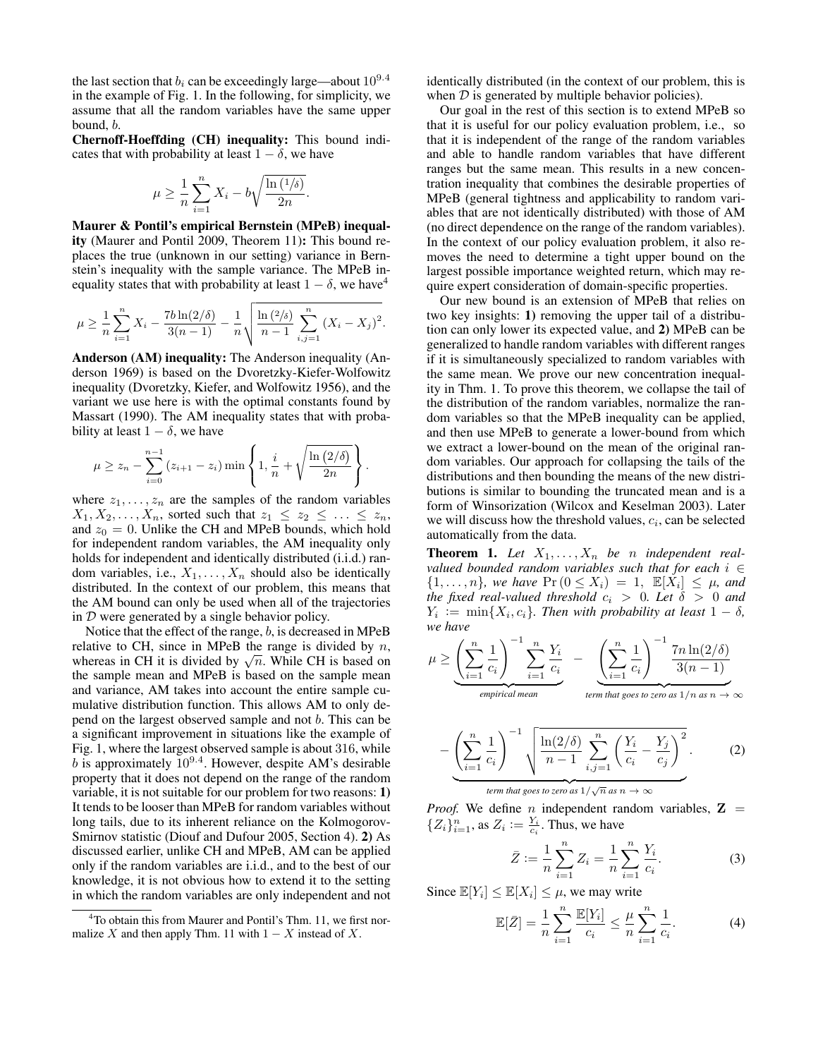the last section that $b_i$ can be exceedingly large—about $10^{9.4}$ in the example of Fig. 1. In the following, for simplicity, we assume that all the random variables have the same upper bound, $b$.

**Chernoff-Hoeffding (CH) inequality:** This bound indicates that with probability at least $1-\delta$, we have

$$\mu \geq \frac{1}{n}\sum_{i=1}^{n} X_i - b\sqrt{\frac{\ln(1/\delta)}{2n}}.$$

**Maurer & Pontil's empirical Bernstein (MPeB) inequality** (Maurer and Pontil 2009, Theorem 11)**:** This bound replaces the true (unknown in our setting) variance in Bernstein's inequality with the sample variance. The MPeB inequality states that with probability at least $1-\delta$, we have[4]

$$\mu \geq \frac{1}{n}\sum_{i=1}^{n} X_i - \frac{7b\ln(2/\delta)}{3(n-1)} - \frac{1}{n}\sqrt{\frac{\ln(2/\delta)}{n-1}\sum_{i,j=1}^{n}(X_i - X_j)^2}.$$

**Anderson (AM) inequality:** The Anderson inequality (Anderson 1969) is based on the Dvoretzky-Kiefer-Wolfowitz inequality (Dvoretzky, Kiefer, and Wolfowitz 1956), and the variant we use here is with the optimal constants found by Massart (1990). The AM inequality states that with probability at least $1-\delta$, we have

$$\mu \geq z_n - \sum_{i=0}^{n-1}(z_{i+1} - z_i)\min\left\{1, \frac{i}{n} + \sqrt{\frac{\ln(2/\delta)}{2n}}\right\}.$$

where $z_1, \ldots, z_n$ are the samples of the random variables $X_1, X_2, \ldots, X_n$, sorted such that $z_1 \leq z_2 \leq \ldots \leq z_n$, and $z_0 = 0$. Unlike the CH and MPeB bounds, which hold for independent random variables, the AM inequality only holds for independent and identically distributed (i.i.d.) random variables, i.e., $X_1, \ldots, X_n$ should also be identically distributed. In the context of our problem, this means that the AM bound can only be used when all of the trajectories in $\mathcal{D}$ were generated by a single behavior policy.

Notice that the effect of the range, $b$, is decreased in MPeB relative to CH, since in MPeB the range is divided by $n$, whereas in CH it is divided by $\sqrt{n}$. While CH is based on the sample mean and MPeB is based on the sample mean and variance, AM takes into account the entire sample cumulative distribution function. This allows AM to only depend on the largest observed sample and not $b$. This can be a significant improvement in situations like the example of Fig. 1, where the largest observed sample is about 316, while $b$ is approximately $10^{9.4}$. However, despite AM's desirable property that it does not depend on the range of the random variable, it is not suitable for our problem for two reasons: **1)** It tends to be looser than MPeB for random variables without long tails, due to its inherent reliance on the Kolmogorov-Smirnov statistic (Diouf and Dufour 2005, Section 4). **2)** As discussed earlier, unlike CH and MPeB, AM can be applied only if the random variables are i.i.d., and to the best of our knowledge, it is not obvious how to extend it to the setting in which the random variables are only independent and not identically distributed (in the context of our problem, this is when $\mathcal{D}$ is generated by multiple behavior policies).

Our goal in the rest of this section is to extend MPeB so that it is useful for our policy evaluation problem, i.e., so that it is independent of the range of the random variables and able to handle random variables that have different ranges but the same mean. This results in a new concentration inequality that combines the desirable properties of MPeB (general tightness and applicability to random variables that are not identically distributed) with those of AM (no direct dependence on the range of the random variables). In the context of our policy evaluation problem, it also removes the need to determine a tight upper bound on the largest possible importance weighted return, which may require expert consideration of domain-specific properties.

Our new bound is an extension of MPeB that relies on two key insights: **1)** removing the upper tail of a distribution can only lower its expected value, and **2)** MPeB can be generalized to handle random variables with different ranges if it is simultaneously specialized to random variables with the same mean. We prove our new concentration inequality in Thm. 1. To prove this theorem, we collapse the tail of the distribution of the random variables, normalize the random variables so that the MPeB inequality can be applied, and then use MPeB to generate a lower-bound from which we extract a lower-bound on the mean of the original random variables. Our approach for collapsing the tails of the distributions and then bounding the means of the new distributions is similar to bounding the truncated mean and is a form of Winsorization (Wilcox and Keselman 2003). Later we will discuss how the threshold values, $c_i$, can be selected automatically from the data.

**Theorem 1.** *Let $X_1, \ldots, X_n$ be $n$ independent real-valued bounded random variables such that for each $i \in \{1, \ldots, n\}$, we have $\Pr(0 \leq X_i) = 1$, $\mathbb{E}[X_i] \leq \mu$, and the fixed real-valued threshold $c_i > 0$. Let $\delta > 0$ and $Y_i := \min\{X_i, c_i\}$. Then with probability at least $1-\delta$, we have*

$$\mu \geq \underbrace{\left(\sum_{i=1}^{n}\frac{1}{c_i}\right)^{-1}\sum_{i=1}^{n}\frac{Y_i}{c_i}}_{\text{empirical mean}} - \underbrace{\left(\sum_{i=1}^{n}\frac{1}{c_i}\right)^{-1}\frac{7n\ln(2/\delta)}{3(n-1)}}_{\text{term that goes to zero as } 1/n \text{ as } n\to\infty}$$

$$-\underbrace{\left(\sum_{i=1}^{n}\frac{1}{c_i}\right)^{-1}\sqrt{\frac{\ln(2/\delta)}{n-1}\sum_{i,j=1}^{n}\left(\frac{Y_i}{c_i} - \frac{Y_j}{c_j}\right)^2}}_{\text{term that goes to zero as } 1/\sqrt{n} \text{ as } n\to\infty}. \tag{2}$$

*Proof.* We define $n$ independent random variables, $\mathbf{Z} = \{Z_i\}_{i=1}^{n}$, as $Z_i := \frac{Y_i}{c_i}$. Thus, we have

$$\bar{Z} := \frac{1}{n}\sum_{i=1}^{n} Z_i = \frac{1}{n}\sum_{i=1}^{n}\frac{Y_i}{c_i}. \tag{3}$$

Since $\mathbb{E}[Y_i] \leq \mathbb{E}[X_i] \leq \mu$, we may write

$$\mathbb{E}[\bar{Z}] = \frac{1}{n}\sum_{i=1}^{n}\frac{\mathbb{E}[Y_i]}{c_i} \leq \frac{\mu}{n}\sum_{i=1}^{n}\frac{1}{c_i}. \tag{4}$$

[4] To obtain this from Maurer and Pontil's Thm. 11, we first normalize $X$ and then apply Thm. 11 with $1-X$ instead of $X$.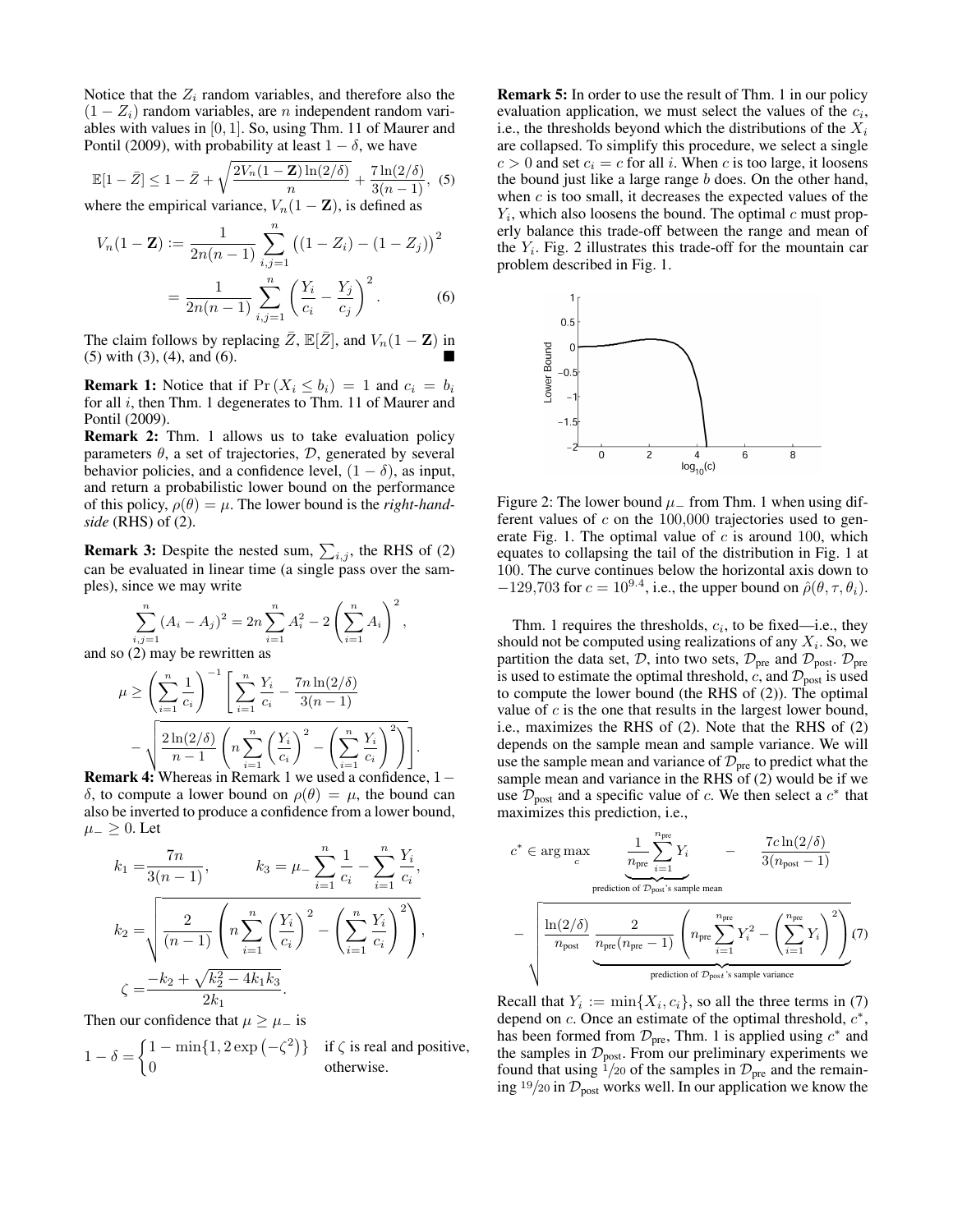Notice that the $Z_i$ random variables, and therefore also the $(1 - Z_i)$ random variables, are $n$ independent random variables with values in $[0, 1]$. So, using Thm. 11 of Maurer and Pontil (2009), with probability at least $1 - \delta$, we have

$$\mathbb{E}[1 - \bar{Z}] \leq 1 - \bar{Z} + \sqrt{\frac{2V_n(1 - \mathbf{Z})\ln(2/\delta)}{n}} + \frac{7\ln(2/\delta)}{3(n-1)}, \quad (5)$$

where the empirical variance, $V_n(1 - \mathbf{Z})$, is defined as

$$V_n(1 - \mathbf{Z}) := \frac{1}{2n(n-1)} \sum_{i,j=1}^{n} \left((1 - Z_i) - (1 - Z_j)\right)^2$$

$$= \frac{1}{2n(n-1)} \sum_{i,j=1}^{n} \left(\frac{Y_i}{c_i} - \frac{Y_j}{c_j}\right)^2. \quad (6)$$

The claim follows by replacing $\bar{Z}$, $\mathbb{E}[\bar{Z}]$, and $V_n(1 - \mathbf{Z})$ in (5) with (3), (4), and (6). ∎

**Remark 1:** Notice that if $\Pr(X_i \leq b_i) = 1$ and $c_i = b_i$ for all $i$, then Thm. 1 degenerates to Thm. 11 of Maurer and Pontil (2009).

**Remark 2:** Thm. 1 allows us to take evaluation policy parameters $\theta$, a set of trajectories, $\mathcal{D}$, generated by several behavior policies, and a confidence level, $(1 - \delta)$, as input, and return a probabilistic lower bound on the performance of this policy, $\rho(\theta) = \mu$. The lower bound is the *right-hand-side* (RHS) of (2).

**Remark 3:** Despite the nested sum, $\sum_{i,j}$, the RHS of (2) can be evaluated in linear time (a single pass over the samples), since we may write

$$\sum_{i,j=1}^{n} (A_i - A_j)^2 = 2n \sum_{i=1}^{n} A_i^2 - 2\left(\sum_{i=1}^{n} A_i\right)^2,$$

and so (2) may be rewritten as

$$\mu \geq \left(\sum_{i=1}^{n} \frac{1}{c_i}\right)^{-1} \left[\sum_{i=1}^{n} \frac{Y_i}{c_i} - \frac{7n\ln(2/\delta)}{3(n-1)} - \sqrt{\frac{2\ln(2/\delta)}{n-1}\left(n\sum_{i=1}^{n}\left(\frac{Y_i}{c_i}\right)^2 - \left(\sum_{i=1}^{n}\frac{Y_i}{c_i}\right)^2\right)}\right].$$

**Remark 4:** Whereas in Remark 1 we used a confidence, $1 - \delta$, to compute a lower bound on $\rho(\theta) = \mu$, the bound can also be inverted to produce a confidence from a lower bound, $\mu_- \geq 0$. Let

$$k_1 = \frac{7n}{3(n-1)}, \qquad k_3 = \mu_- \sum_{i=1}^{n} \frac{1}{c_i} - \sum_{i=1}^{n} \frac{Y_i}{c_i},$$

$$k_2 = \sqrt{\frac{2}{(n-1)}\left(n\sum_{i=1}^{n}\left(\frac{Y_i}{c_i}\right)^2 - \left(\sum_{i=1}^{n}\frac{Y_i}{c_i}\right)^2\right)},$$

$$\zeta = \frac{-k_2 + \sqrt{k_2^2 - 4k_1k_3}}{2k_1}.$$

Then our confidence that $\mu \geq \mu_-$ is

$$1 - \delta = \begin{cases} 1 - \min\{1, 2\exp\left(-\zeta^2\right)\} & \text{if } \zeta \text{ is real and positive,} \\ 0 & \text{otherwise.} \end{cases}$$

**Remark 5:** In order to use the result of Thm. 1 in our policy evaluation application, we must select the values of the $c_i$, i.e., the thresholds beyond which the distributions of the $X_i$ are collapsed. To simplify this procedure, we select a single $c > 0$ and set $c_i = c$ for all $i$. When $c$ is too large, it loosens the bound just like a large range $b$ does. On the other hand, when $c$ is too small, it decreases the expected values of the $Y_i$, which also loosens the bound. The optimal $c$ must properly balance this trade-off between the range and mean of the $Y_i$. Fig. 2 illustrates this trade-off for the mountain car problem described in Fig. 1.

Figure 2: The lower bound $\mu_-$ from Thm. 1 when using different values of $c$ on the 100,000 trajectories used to generate Fig. 1. The optimal value of $c$ is around 100, which equates to collapsing the tail of the distribution in Fig. 1 at 100. The curve continues below the horizontal axis down to $-129{,}703$ for $c = 10^{9.4}$, i.e., the upper bound on $\hat{\rho}(\theta, \tau, \theta_i)$.

Thm. 1 requires the thresholds, $c_i$, to be fixed—i.e., they should not be computed using realizations of any $X_i$. So, we partition the data set, $\mathcal{D}$, into two sets, $\mathcal{D}_{\text{pre}}$ and $\mathcal{D}_{\text{post}}$. $\mathcal{D}_{\text{pre}}$ is used to estimate the optimal threshold, $c$, and $\mathcal{D}_{\text{post}}$ is used to compute the lower bound (the RHS of (2)). The optimal value of $c$ is the one that results in the largest lower bound, i.e., maximizes the RHS of (2). Note that the RHS of (2) depends on the sample mean and sample variance. We will use the sample mean and variance of $\mathcal{D}_{\text{pre}}$ to predict what the sample mean and variance in the RHS of (2) would be if we use $\mathcal{D}_{\text{post}}$ and a specific value of $c$. We then select a $c^*$ that maximizes this prediction, i.e.,

$$c^* \in \arg\max_c \underbrace{\frac{1}{n_{\text{pre}}}\sum_{i=1}^{n_{\text{pre}}} Y_i}_{\text{prediction of } \mathcal{D}_{\text{post}}\text{'s sample mean}} - \frac{7c\ln(2/\delta)}{3(n_{\text{post}}-1)} - \sqrt{\frac{\ln(2/\delta)}{n_{\text{post}}} \underbrace{\frac{2}{n_{\text{pre}}(n_{\text{pre}}-1)}\left(n_{\text{pre}}\sum_{i=1}^{n_{\text{pre}}} Y_i^2 - \left(\sum_{i=1}^{n_{\text{pre}}} Y_i\right)^2\right)}_{\text{prediction of } \mathcal{D}_{\text{post}}\text{'s sample variance}}} \quad (7)$$

Recall that $Y_i := \min\{X_i, c_i\}$, so all the three terms in (7) depend on $c$. Once an estimate of the optimal threshold, $c^*$, has been formed from $\mathcal{D}_{\text{pre}}$, Thm. 1 is applied using $c^*$ and the samples in $\mathcal{D}_{\text{post}}$. From our preliminary experiments we found that using $1/20$ of the samples in $\mathcal{D}_{\text{pre}}$ and the remaining $19/20$ in $\mathcal{D}_{\text{post}}$ works well. In our application we know the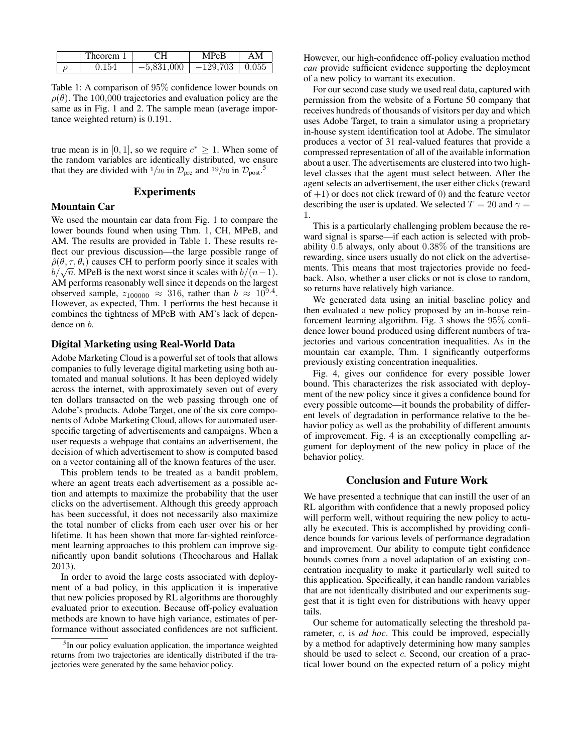|  | Theorem 1 | CH | MPeB | AM |
|---|---|---|---|---|
| $\rho_-$ | 0.154 | $-5{,}831{,}000$ | $-129{,}703$ | 0.055 |

Table 1: A comparison of 95% confidence lower bounds on $\rho(\theta)$. The 100,000 trajectories and evaluation policy are the same as in Fig. 1 and 2. The sample mean (average importance weighted return) is 0.191.

true mean is in $[0, 1]$, so we require $c^* \geq 1$. When some of the random variables are identically distributed, we ensure that they are divided with $1/20$ in $\mathcal{D}_{\text{pre}}$ and $19/20$ in $\mathcal{D}_{\text{post}}$.[5]

## Experiments

### Mountain Car

We used the mountain car data from Fig. 1 to compare the lower bounds found when using Thm. 1, CH, MPeB, and AM. The results are provided in Table 1. These results reflect our previous discussion—the large possible range of $\hat{\rho}(\theta, \tau, \theta_i)$ causes CH to perform poorly since it scales with $b/\sqrt{n}$. MPeB is the next worst since it scales with $b/(n-1)$. AM performs reasonably well since it depends on the largest observed sample, $z_{100000} \approx 316$, rather than $b \approx 10^{9.4}$. However, as expected, Thm. 1 performs the best because it combines the tightness of MPeB with AM's lack of dependence on $b$.

### Digital Marketing using Real-World Data

Adobe Marketing Cloud is a powerful set of tools that allows companies to fully leverage digital marketing using both automated and manual solutions. It has been deployed widely across the internet, with approximately seven out of every ten dollars transacted on the web passing through one of Adobe's products. Adobe Target, one of the six core components of Adobe Marketing Cloud, allows for automated user-specific targeting of advertisements and campaigns. When a user requests a webpage that contains an advertisement, the decision of which advertisement to show is computed based on a vector containing all of the known features of the user.

This problem tends to be treated as a bandit problem, where an agent treats each advertisement as a possible action and attempts to maximize the probability that the user clicks on the advertisement. Although this greedy approach has been successful, it does not necessarily also maximize the total number of clicks from each user over his or her lifetime. It has been shown that more far-sighted reinforcement learning approaches to this problem can improve significantly upon bandit solutions (Theocharous and Hallak 2013).

In order to avoid the large costs associated with deployment of a bad policy, in this application it is imperative that new policies proposed by RL algorithms are thoroughly evaluated prior to execution. Because off-policy evaluation methods are known to have high variance, estimates of performance without associated confidences are not sufficient. However, our high-confidence off-policy evaluation method *can* provide sufficient evidence supporting the deployment of a new policy to warrant its execution.

For our second case study we used real data, captured with permission from the website of a Fortune 50 company that receives hundreds of thousands of visitors per day and which uses Adobe Target, to train a simulator using a proprietary in-house system identification tool at Adobe. The simulator produces a vector of 31 real-valued features that provide a compressed representation of all of the available information about a user. The advertisements are clustered into two high-level classes that the agent must select between. After the agent selects an advertisement, the user either clicks (reward of $+1$) or does not click (reward of 0) and the feature vector describing the user is updated. We selected $T = 20$ and $\gamma = 1$.

This is a particularly challenging problem because the reward signal is sparse—if each action is selected with probability 0.5 always, only about 0.38% of the transitions are rewarding, since users usually do not click on the advertisements. This means that most trajectories provide no feedback. Also, whether a user clicks or not is close to random, so returns have relatively high variance.

We generated data using an initial baseline policy and then evaluated a new policy proposed by an in-house reinforcement learning algorithm. Fig. 3 shows the 95% confidence lower bound produced using different numbers of trajectories and various concentration inequalities. As in the mountain car example, Thm. 1 significantly outperforms previously existing concentration inequalities.

Fig. 4, gives our confidence for every possible lower bound. This characterizes the risk associated with deployment of the new policy since it gives a confidence bound for every possible outcome—it bounds the probability of different levels of degradation in performance relative to the behavior policy as well as the probability of different amounts of improvement. Fig. 4 is an exceptionally compelling argument for deployment of the new policy in place of the behavior policy.

## Conclusion and Future Work

We have presented a technique that can instill the user of an RL algorithm with confidence that a newly proposed policy will perform well, without requiring the new policy to actually be executed. This is accomplished by providing confidence bounds for various levels of performance degradation and improvement. Our ability to compute tight confidence bounds comes from a novel adaptation of an existing concentration inequality to make it particularly well suited to this application. Specifically, it can handle random variables that are not identically distributed and our experiments suggest that it is tight even for distributions with heavy upper tails.

Our scheme for automatically selecting the threshold parameter, $c$, is *ad hoc*. This could be improved, especially by a method for adaptively determining how many samples should be used to select $c$. Second, our creation of a practical lower bound on the expected return of a policy might

[5] In our policy evaluation application, the importance weighted returns from two trajectories are identically distributed if the trajectories were generated by the same behavior policy.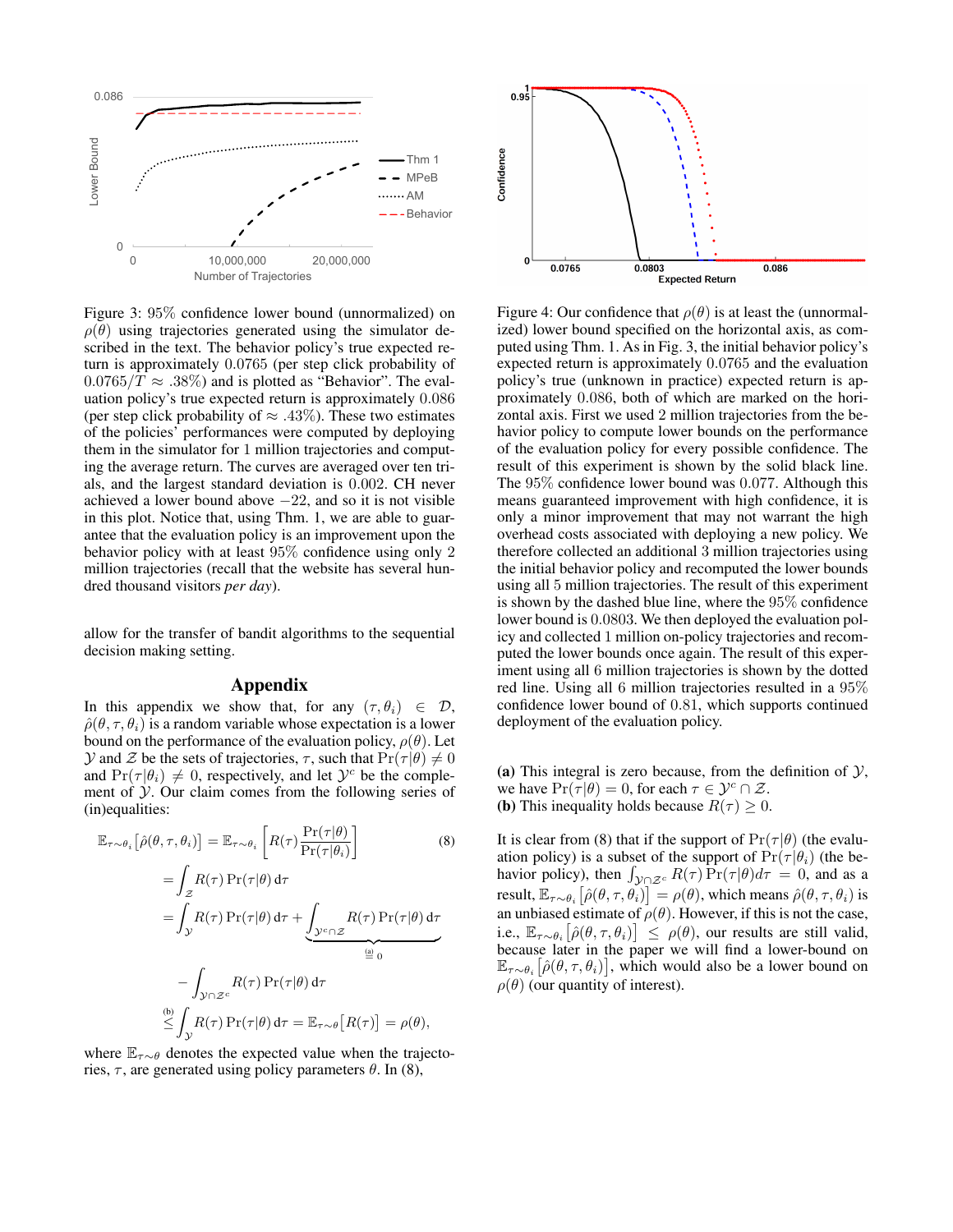Figure 3: 95% confidence lower bound (unnormalized) on $\rho(\theta)$ using trajectories generated using the simulator described in the text. The behavior policy's true expected return is approximately 0.0765 (per step click probability of $0.0765/T \approx .38\%$) and is plotted as "Behavior". The evaluation policy's true expected return is approximately 0.086 (per step click probability of $\approx .43\%$). These two estimates of the policies' performances were computed by deploying them in the simulator for 1 million trajectories and computing the average return. The curves are averaged over ten trials, and the largest standard deviation is 0.002. CH never achieved a lower bound above $-22$, and so it is not visible in this plot. Notice that, using Thm. 1, we are able to guarantee that the evaluation policy is an improvement upon the behavior policy with at least 95% confidence using only 2 million trajectories (recall that the website has several hundred thousand visitors *per day*).

Figure 4: Our confidence that $\rho(\theta)$ is at least the (unnormalized) lower bound specified on the horizontal axis, as computed using Thm. 1. As in Fig. 3, the initial behavior policy's expected return is approximately 0.0765 and the evaluation policy's true (unknown in practice) expected return is approximately 0.086, both of which are marked on the horizontal axis. First we used 2 million trajectories from the behavior policy to compute lower bounds on the performance of the evaluation policy for every possible confidence. The result of this experiment is shown by the solid black line. The 95% confidence lower bound was 0.077. Although this means guaranteed improvement with high confidence, it is only a minor improvement that may not warrant the high overhead costs associated with deploying a new policy. We therefore collected an additional 3 million trajectories using the initial behavior policy and recomputed the lower bounds using all 5 million trajectories. The result of this experiment is shown by the dashed blue line, where the 95% confidence lower bound is 0.0803. We then deployed the evaluation policy and collected 1 million on-policy trajectories and recomputed the lower bounds once again. The result of this experiment using all 6 million trajectories is shown by the dotted red line. Using all 6 million trajectories resulted in a 95% confidence lower bound of 0.81, which supports continued deployment of the evaluation policy.

allow for the transfer of bandit algorithms to the sequential decision making setting.

## Appendix

In this appendix we show that, for any $(\tau, \theta_i) \in \mathcal{D}$, $\hat{\rho}(\theta, \tau, \theta_i)$ is a random variable whose expectation is a lower bound on the performance of the evaluation policy, $\rho(\theta)$. Let $\mathcal{Y}$ and $\mathcal{Z}$ be the sets of trajectories, $\tau$, such that $\Pr(\tau|\theta) \neq 0$ and $\Pr(\tau|\theta_i) \neq 0$, respectively, and let $\mathcal{Y}^c$ be the complement of $\mathcal{Y}$. Our claim comes from the following series of (in)equalities:

$$
\begin{aligned}
\mathbf{E}_{\tau\sim\theta_i}\left[\hat{\rho}(\theta,\tau,\theta_i)\right] =& \mathbf{E}_{\tau\sim\theta_i}\left[R(\tau)\frac{\Pr(\tau|\theta)}{\Pr(\tau|\theta_i)}\right] \qquad (8)\\
=& \int_{\mathcal{Z}} R(\tau)\Pr(\tau|\theta)\,\mathrm{d}\tau\\
=& \int_{\mathcal{Y}} R(\tau)\Pr(\tau|\theta)\,\mathrm{d}\tau + \underbrace{\int_{\mathcal{Y}^c\cap\mathcal{Z}} R(\tau)\Pr(\tau|\theta)\,\mathrm{d}\tau}_{\overset{\text{(a)}}{=}0}\\
&- \int_{\mathcal{Y}\cap\mathcal{Z}^c} R(\tau)\Pr(\tau|\theta)\,\mathrm{d}\tau\\
\overset{\text{(b)}}{\leq}& \int_{\mathcal{Y}} R(\tau)\Pr(\tau|\theta)\,\mathrm{d}\tau = \mathbf{E}_{\tau\sim\theta}\left[R(\tau)\right] = \rho(\theta),
\end{aligned}
$$

where $\mathbf{E}_{\tau\sim\theta}$ denotes the expected value when the trajectories, $\tau$, are generated using policy parameters $\theta$. In (8),

**(a)** This integral is zero because, from the definition of $\mathcal{Y}$, we have $\Pr(\tau|\theta) = 0$, for each $\tau \in \mathcal{Y}^c \cap \mathcal{Z}$.
**(b)** This inequality holds because $R(\tau) \geq 0$.

It is clear from (8) that if the support of $\Pr(\tau|\theta)$ (the evaluation policy) is a subset of the support of $\Pr(\tau|\theta_i)$ (the behavior policy), then $\int_{\mathcal{Y}\cap\mathcal{Z}^c} R(\tau)\Pr(\tau|\theta)d\tau = 0$, and as a result, $\mathbf{E}_{\tau\sim\theta_i}\left[\hat{\rho}(\theta,\tau,\theta_i)\right] = \rho(\theta)$, which means $\hat{\rho}(\theta,\tau,\theta_i)$ is an unbiased estimate of $\rho(\theta)$. However, if this is not the case, i.e., $\mathbf{E}_{\tau\sim\theta_i}\left[\hat{\rho}(\theta,\tau,\theta_i)\right] \leq \rho(\theta)$, our results are still valid, because later in the paper we will find a lower-bound on $\mathbf{E}_{\tau\sim\theta_i}\left[\hat{\rho}(\theta,\tau,\theta_i)\right]$, which would also be a lower bound on $\rho(\theta)$ (our quantity of interest).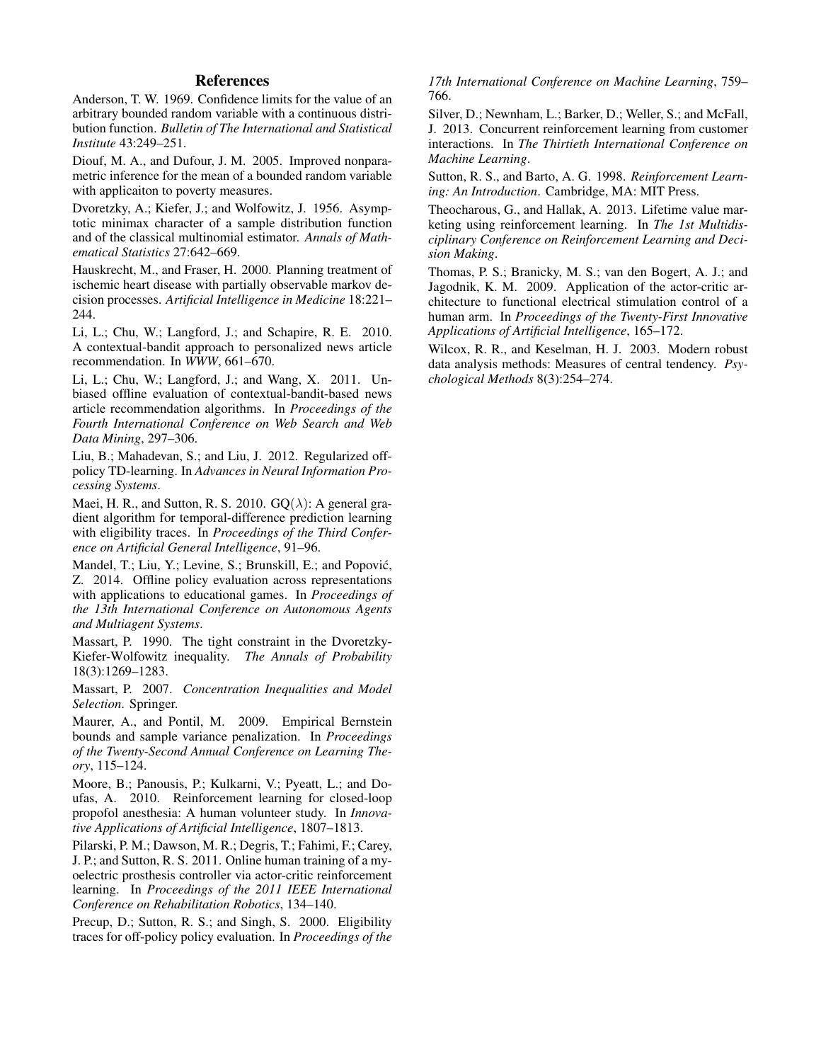## References

Anderson, T. W. 1969. Confidence limits for the value of an arbitrary bounded random variable with a continuous distribution function. *Bulletin of The International and Statistical Institute* 43:249–251.

Diouf, M. A., and Dufour, J. M. 2005. Improved nonparametric inference for the mean of a bounded random variable with applicaiton to poverty measures.

Dvoretzky, A.; Kiefer, J.; and Wolfowitz, J. 1956. Asymptotic minimax character of a sample distribution function and of the classical multinomial estimator. *Annals of Mathematical Statistics* 27:642–669.

Hauskrecht, M., and Fraser, H. 2000. Planning treatment of ischemic heart disease with partially observable markov decision processes. *Artificial Intelligence in Medicine* 18:221–244.

Li, L.; Chu, W.; Langford, J.; and Schapire, R. E. 2010. A contextual-bandit approach to personalized news article recommendation. In *WWW*, 661–670.

Li, L.; Chu, W.; Langford, J.; and Wang, X. 2011. Unbiased offline evaluation of contextual-bandit-based news article recommendation algorithms. In *Proceedings of the Fourth International Conference on Web Search and Web Data Mining*, 297–306.

Liu, B.; Mahadevan, S.; and Liu, J. 2012. Regularized off-policy TD-learning. In *Advances in Neural Information Processing Systems*.

Maei, H. R., and Sutton, R. S. 2010. GQ($\lambda$): A general gradient algorithm for temporal-difference prediction learning with eligibility traces. In *Proceedings of the Third Conference on Artificial General Intelligence*, 91–96.

Mandel, T.; Liu, Y.; Levine, S.; Brunskill, E.; and Popović, Z. 2014. Offline policy evaluation across representations with applications to educational games. In *Proceedings of the 13th International Conference on Autonomous Agents and Multiagent Systems*.

Massart, P. 1990. The tight constraint in the Dvoretzky-Kiefer-Wolfowitz inequality. *The Annals of Probability* 18(3):1269–1283.

Massart, P. 2007. *Concentration Inequalities and Model Selection*. Springer.

Maurer, A., and Pontil, M. 2009. Empirical Bernstein bounds and sample variance penalization. In *Proceedings of the Twenty-Second Annual Conference on Learning Theory*, 115–124.

Moore, B.; Panousis, P.; Kulkarni, V.; Pyeatt, L.; and Doufas, A. 2010. Reinforcement learning for closed-loop propofol anesthesia: A human volunteer study. In *Innovative Applications of Artificial Intelligence*, 1807–1813.

Pilarski, P. M.; Dawson, M. R.; Degris, T.; Fahimi, F.; Carey, J. P.; and Sutton, R. S. 2011. Online human training of a myoelectric prosthesis controller via actor-critic reinforcement learning. In *Proceedings of the 2011 IEEE International Conference on Rehabilitation Robotics*, 134–140.

Precup, D.; Sutton, R. S.; and Singh, S. 2000. Eligibility traces for off-policy policy evaluation. In *Proceedings of the 17th International Conference on Machine Learning*, 759–766.

Silver, D.; Newnham, L.; Barker, D.; Weller, S.; and McFall, J. 2013. Concurrent reinforcement learning from customer interactions. In *The Thirtieth International Conference on Machine Learning*.

Sutton, R. S., and Barto, A. G. 1998. *Reinforcement Learning: An Introduction*. Cambridge, MA: MIT Press.

Theocharous, G., and Hallak, A. 2013. Lifetime value marketing using reinforcement learning. In *The 1st Multidisciplinary Conference on Reinforcement Learning and Decision Making*.

Thomas, P. S.; Branicky, M. S.; van den Bogert, A. J.; and Jagodnik, K. M. 2009. Application of the actor-critic architecture to functional electrical stimulation control of a human arm. In *Proceedings of the Twenty-First Innovative Applications of Artificial Intelligence*, 165–172.

Wilcox, R. R., and Keselman, H. J. 2003. Modern robust data analysis methods: Measures of central tendency. *Psychological Methods* 8(3):254–274.